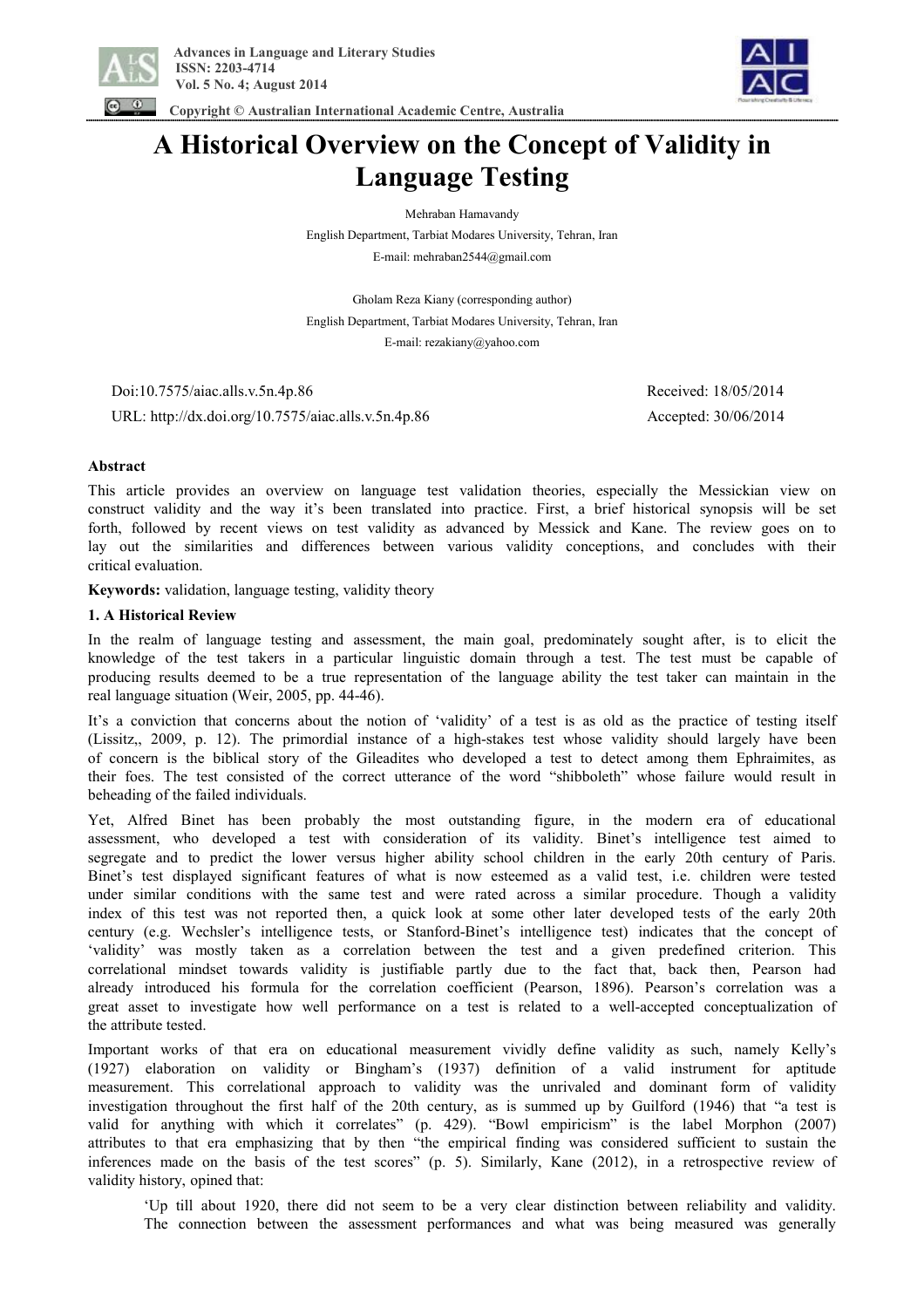# A Historical Overview on the Concept of Validity in Language Testing

Mehraban Hamavandy

English Department, Tarbiat Modares University, Tehran, Iran

E-mail: mehraban2544@gmail.com

Gholam Reza Kiany (corresponding author)

English Department, Tarbiat Modares University, Tehran, Iran

E-mail: rezakiany@yahoo.com

Doi:10.7575/aiac.alls.v.5n.4p.86

URL: http://dx.doi.org/10.7575/aiac.alls.v.5n.4p.86

Received: 18/05/2014

Accepted: 30/06/2014

**Abstract**

This article provides an overview on language test validation theories, especially the Messickian view on construct validity and the way it's been translated into practice. First, a brief historical synopsis will be set forth, followed by recent views on test validity as advanced by Messick and Kane. The review goes on to lay out the similarities and differences between various validity conceptions, and concludes with their critical evaluation.

**Keywords:** validation, language testing, validity theory

## 1. A Historical Review

In the realm of language testing and assessment, the main goal, predominately sought after, is to elicit the knowledge of the test takers in a particular linguistic domain through a test. The test must be capable of producing results deemed to be a true representation of the language ability the test taker can maintain in the real language situation (Weir, 2005, pp. 44-46).

It's a conviction that concerns about the notion of 'validity' of a test is as old as the practice of testing itself (Lissitz,, 2009, p. 12). The primordial instance of a high-stakes test whose validity should largely have been of concern is the biblical story of the Gileadites who developed a test to detect among them Ephraimites, as their foes. The test consisted of the correct utterance of the word "shibboleth" whose failure would result in beheading of the failed individuals.

Yet, Alfred Binet has been probably the most outstanding figure, in the modern era of educational assessment, who developed a test with consideration of its validity. Binet's intelligence test aimed to segregate and to predict the lower versus higher ability school children in the early 20th century of Paris. Binet's test displayed significant features of what is now esteemed as a valid test, i.e. children were tested under similar conditions with the same test and were rated across a similar procedure. Though a validity index of this test was not reported then, a quick look at some other later developed tests of the early 20th century (e.g. Wechsler's intelligence tests, or Stanford-Binet's intelligence test) indicates that the concept of 'validity' was mostly taken as a correlation between the test and a given predefined criterion. This correlational mindset towards validity is justifiable partly due to the fact that, back then, Pearson had already introduced his formula for the correlation coefficient (Pearson, 1896). Pearson's correlation was a great asset to investigate how well performance on a test is related to a well-accepted conceptualization of the attribute tested.

Important works of that era on educational measurement vividly define validity as such, namely Kelly's (1927) elaboration on validity or Bingham's (1937) definition of a valid instrument for aptitude measurement. This correlational approach to validity was the unrivaled and dominant form of validity investigation throughout the first half of the 20th century, as is summed up by Guilford (1946) that "a test is valid for anything with which it correlates" (p. 429). "Bowl empiricism" is the label Morphon (2007) attributes to that era emphasizing that by then "the empirical finding was considered sufficient to sustain the inferences made on the basis of the test scores" (p. 5). Similarly, Kane (2012), in a retrospective review of validity history, opined that:

> 'Up till about 1920, there did not seem to be a very clear distinction between reliability and validity. The connection between the assessment performances and what was being measured was generally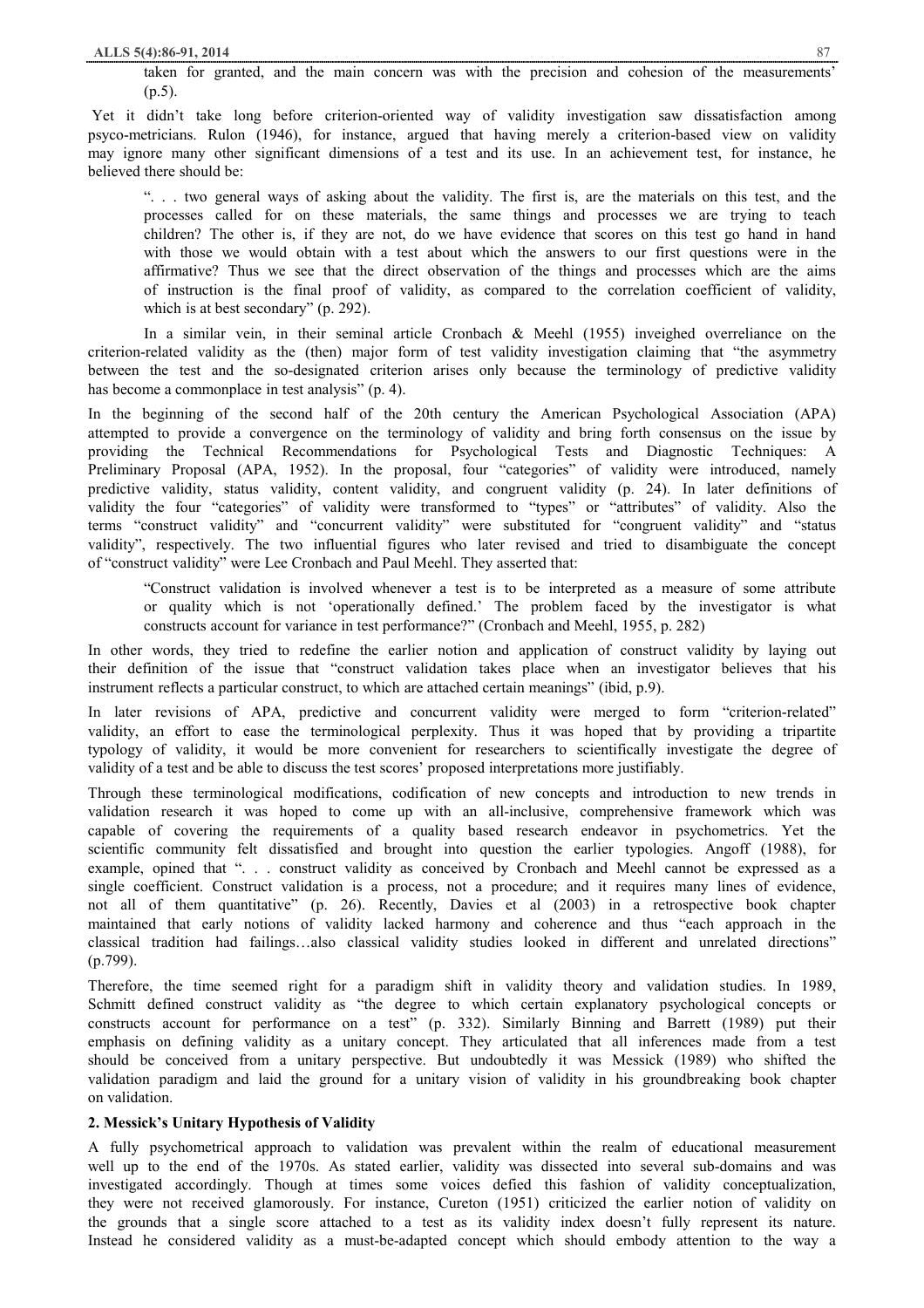taken for granted, and the main concern was with the precision and cohesion of the measurements' (p.5).

Yet it didn't take long before criterion-oriented way of validity investigation saw dissatisfaction among psyco-metricians. Rulon (1946), for instance, argued that having merely a criterion-based view on validity may ignore many other significant dimensions of a test and its use. In an achievement test, for instance, he believed there should be:

> ". . . two general ways of asking about the validity. The first is, are the materials on this test, and the processes called for on these materials, the same things and processes we are trying to teach children? The other is, if they are not, do we have evidence that scores on this test go hand in hand with those we would obtain with a test about which the answers to our first questions were in the affirmative? Thus we see that the direct observation of the things and processes which are the aims of instruction is the final proof of validity, as compared to the correlation coefficient of validity, which is at best secondary" (p. 292).

In a similar vein, in their seminal article Cronbach & Meehl (1955) inveighed overreliance on the criterion-related validity as the (then) major form of test validity investigation claiming that "the asymmetry between the test and the so-designated criterion arises only because the terminology of predictive validity has become a commonplace in test analysis" (p. 4).

In the beginning of the second half of the 20th century the American Psychological Association (APA) attempted to provide a convergence on the terminology of validity and bring forth consensus on the issue by providing the Technical Recommendations for Psychological Tests and Diagnostic Techniques: A Preliminary Proposal (APA, 1952). In the proposal, four "categories" of validity were introduced, namely predictive validity, status validity, content validity, and congruent validity (p. 24). In later definitions of validity the four "categories" of validity were transformed to "types" or "attributes" of validity. Also the terms "construct validity" and "concurrent validity" were substituted for "congruent validity" and "status validity", respectively. The two influential figures who later revised and tried to disambiguate the concept of "construct validity" were Lee Cronbach and Paul Meehl. They asserted that:

> "Construct validation is involved whenever a test is to be interpreted as a measure of some attribute or quality which is not 'operationally defined.' The problem faced by the investigator is what constructs account for variance in test performance?" (Cronbach and Meehl, 1955, p. 282)

In other words, they tried to redefine the earlier notion and application of construct validity by laying out their definition of the issue that "construct validation takes place when an investigator believes that his instrument reflects a particular construct, to which are attached certain meanings" (ibid, p.9).

In later revisions of APA, predictive and concurrent validity were merged to form "criterion-related" validity, an effort to ease the terminological perplexity. Thus it was hoped that by providing a tripartite typology of validity, it would be more convenient for researchers to scientifically investigate the degree of validity of a test and be able to discuss the test scores' proposed interpretations more justifiably.

Through these terminological modifications, codification of new concepts and introduction to new trends in validation research it was hoped to come up with an all-inclusive, comprehensive framework which was capable of covering the requirements of a quality based research endeavor in psychometrics. Yet the scientific community felt dissatisfied and brought into question the earlier typologies. Angoff (1988), for example, opined that ". . . construct validity as conceived by Cronbach and Meehl cannot be expressed as a single coefficient. Construct validation is a process, not a procedure; and it requires many lines of evidence, not all of them quantitative" (p. 26). Recently, Davies et al (2003) in a retrospective book chapter maintained that early notions of validity lacked harmony and coherence and thus "each approach in the classical tradition had failings…also classical validity studies looked in different and unrelated directions" (p.799).

Therefore, the time seemed right for a paradigm shift in validity theory and validation studies. In 1989, Schmitt defined construct validity as "the degree to which certain explanatory psychological concepts or constructs account for performance on a test" (p. 332). Similarly Binning and Barrett (1989) put their emphasis on defining validity as a unitary concept. They articulated that all inferences made from a test should be conceived from a unitary perspective. But undoubtedly it was Messick (1989) who shifted the validation paradigm and laid the ground for a unitary vision of validity in his groundbreaking book chapter on validation.

## 2. Messick's Unitary Hypothesis of Validity

A fully psychometrical approach to validation was prevalent within the realm of educational measurement well up to the end of the 1970s. As stated earlier, validity was dissected into several sub-domains and was investigated accordingly. Though at times some voices defied this fashion of validity conceptualization, they were not received glamorously. For instance, Cureton (1951) criticized the earlier notion of validity on the grounds that a single score attached to a test as its validity index doesn't fully represent its nature. Instead he considered validity as a must-be-adapted concept which should embody attention to the way a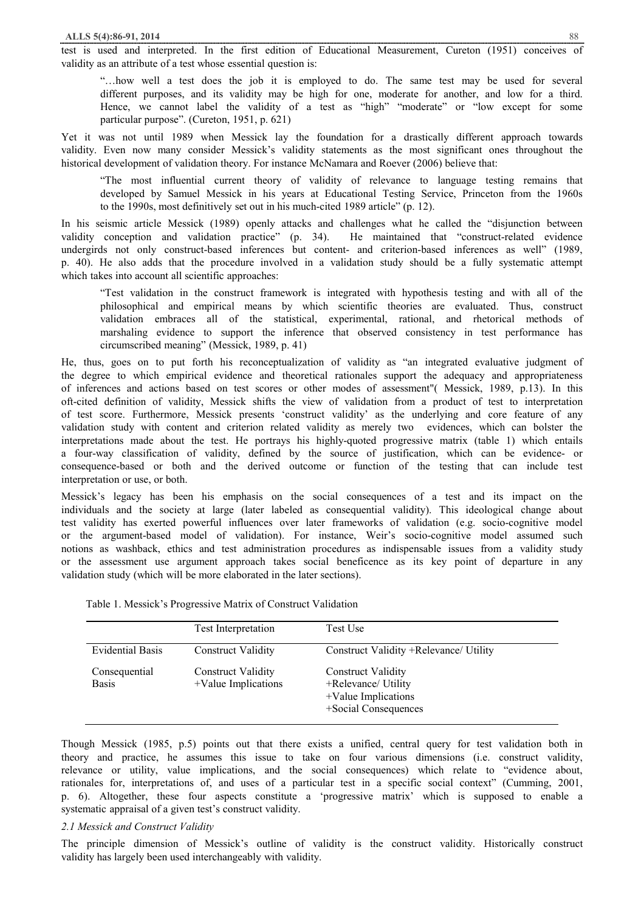test is used and interpreted. In the first edition of Educational Measurement, Cureton (1951) conceives of validity as an attribute of a test whose essential question is:

> "…how well a test does the job it is employed to do. The same test may be used for several different purposes, and its validity may be high for one, moderate for another, and low for a third. Hence, we cannot label the validity of a test as "high" "moderate" or "low except for some particular purpose". (Cureton, 1951, p. 621)

Yet it was not until 1989 when Messick lay the foundation for a drastically different approach towards validity. Even now many consider Messick's validity statements as the most significant ones throughout the historical development of validation theory. For instance McNamara and Roever (2006) believe that:

> "The most influential current theory of validity of relevance to language testing remains that developed by Samuel Messick in his years at Educational Testing Service, Princeton from the 1960s to the 1990s, most definitively set out in his much-cited 1989 article" (p. 12).

In his seismic article Messick (1989) openly attacks and challenges what he called the "disjunction between validity conception and validation practice" (p. 34). He maintained that "construct-related evidence undergirds not only construct-based inferences but content- and criterion-based inferences as well" (1989, p. 40). He also adds that the procedure involved in a validation study should be a fully systematic attempt which takes into account all scientific approaches:

> "Test validation in the construct framework is integrated with hypothesis testing and with all of the philosophical and empirical means by which scientific theories are evaluated. Thus, construct validation embraces all of the statistical, experimental, rational, and rhetorical methods of marshaling evidence to support the inference that observed consistency in test performance has circumscribed meaning" (Messick, 1989, p. 41)

He, thus, goes on to put forth his reconceptualization of validity as "an integrated evaluative judgment of the degree to which empirical evidence and theoretical rationales support the adequacy and appropriateness of inferences and actions based on test scores or other modes of assessment"( Messick, 1989, p.13). In this oft-cited definition of validity, Messick shifts the view of validation from a product of test to interpretation of test score. Furthermore, Messick presents 'construct validity' as the underlying and core feature of any validation study with content and criterion related validity as merely two evidences, which can bolster the interpretations made about the test. He portrays his highly-quoted progressive matrix (table 1) which entails a four-way classification of validity, defined by the source of justification, which can be evidence- or consequence-based or both and the derived outcome or function of the testing that can include test interpretation or use, or both.

Messick's legacy has been his emphasis on the social consequences of a test and its impact on the individuals and the society at large (later labeled as consequential validity). This ideological change about test validity has exerted powerful influences over later frameworks of validation (e.g. socio-cognitive model or the argument-based model of validation). For instance, Weir's socio-cognitive model assumed such notions as washback, ethics and test administration procedures as indispensable issues from a validity study or the assessment use argument approach takes social beneficence as its key point of departure in any validation study (which will be more elaborated in the later sections).

Table 1. Messick's Progressive Matrix of Construct Validation

| | Test Interpretation | Test Use |
|---|---|---|
| Evidential Basis | Construct Validity | Construct Validity +Relevance/ Utility |
| Consequential Basis | Construct Validity +Value Implications | Construct Validity +Relevance/ Utility +Value Implications +Social Consequences |

Though Messick (1985, p.5) points out that there exists a unified, central query for test validation both in theory and practice, he assumes this issue to take on four various dimensions (i.e. construct validity, relevance or utility, value implications, and the social consequences) which relate to "evidence about, rationales for, interpretations of, and uses of a particular test in a specific social context" (Cumming, 2001, p. 6). Altogether, these four aspects constitute a 'progressive matrix' which is supposed to enable a systematic appraisal of a given test's construct validity.

### *2.1 Messick and Construct Validity*

The principle dimension of Messick's outline of validity is the construct validity. Historically construct validity has largely been used interchangeably with validity.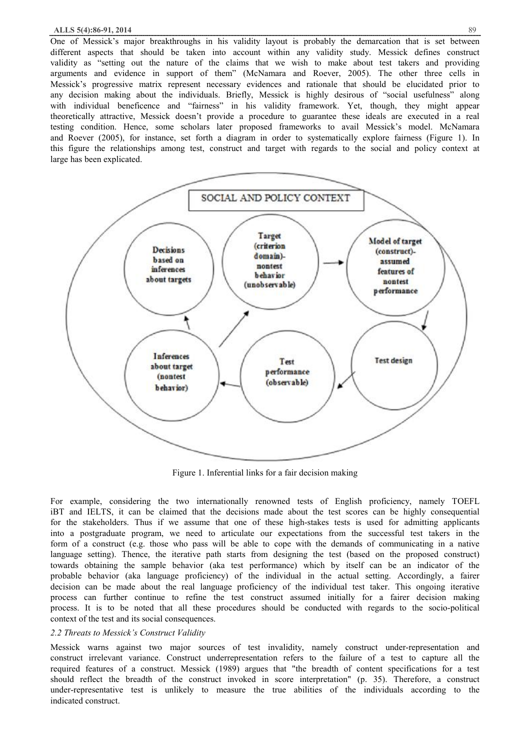One of Messick's major breakthroughs in his validity layout is probably the demarcation that is set between different aspects that should be taken into account within any validity study. Messick defines construct validity as "setting out the nature of the claims that we wish to make about test takers and providing arguments and evidence in support of them" (McNamara and Roever, 2005). The other three cells in Messick's progressive matrix represent necessary evidences and rationale that should be elucidated prior to any decision making about the individuals. Briefly, Messick is highly desirous of "social usefulness" along with individual beneficence and "fairness" in his validity framework. Yet, though, they might appear theoretically attractive, Messick doesn't provide a procedure to guarantee these ideals are executed in a real testing condition. Hence, some scholars later proposed frameworks to avail Messick's model. McNamara and Roever (2005), for instance, set forth a diagram in order to systematically explore fairness (Figure 1). In this figure the relationships among test, construct and target with regards to the social and policy context at large has been explicated.

Figure 1. Inferential links for a fair decision making

For example, considering the two internationally renowned tests of English proficiency, namely TOEFL iBT and IELTS, it can be claimed that the decisions made about the test scores can be highly consequential for the stakeholders. Thus if we assume that one of these high-stakes tests is used for admitting applicants into a postgraduate program, we need to articulate our expectations from the successful test takers in the form of a construct (e.g. those who pass will be able to cope with the demands of communicating in a native language setting). Thence, the iterative path starts from designing the test (based on the proposed construct) towards obtaining the sample behavior (aka test performance) which by itself can be an indicator of the probable behavior (aka language proficiency) of the individual in the actual setting. Accordingly, a fairer decision can be made about the real language proficiency of the individual test taker. This ongoing iterative process can further continue to refine the test construct assumed initially for a fairer decision making process. It is to be noted that all these procedures should be conducted with regards to the socio-political context of the test and its social consequences.

### *2.2 Threats to Messick's Construct Validity*

Messick warns against two major sources of test invalidity, namely construct under-representation and construct irrelevant variance. Construct underrepresentation refers to the failure of a test to capture all the required features of a construct. Messick (1989) argues that "the breadth of content specifications for a test should reflect the breadth of the construct invoked in score interpretation" (p. 35). Therefore, a construct under-representative test is unlikely to measure the true abilities of the individuals according to the indicated construct.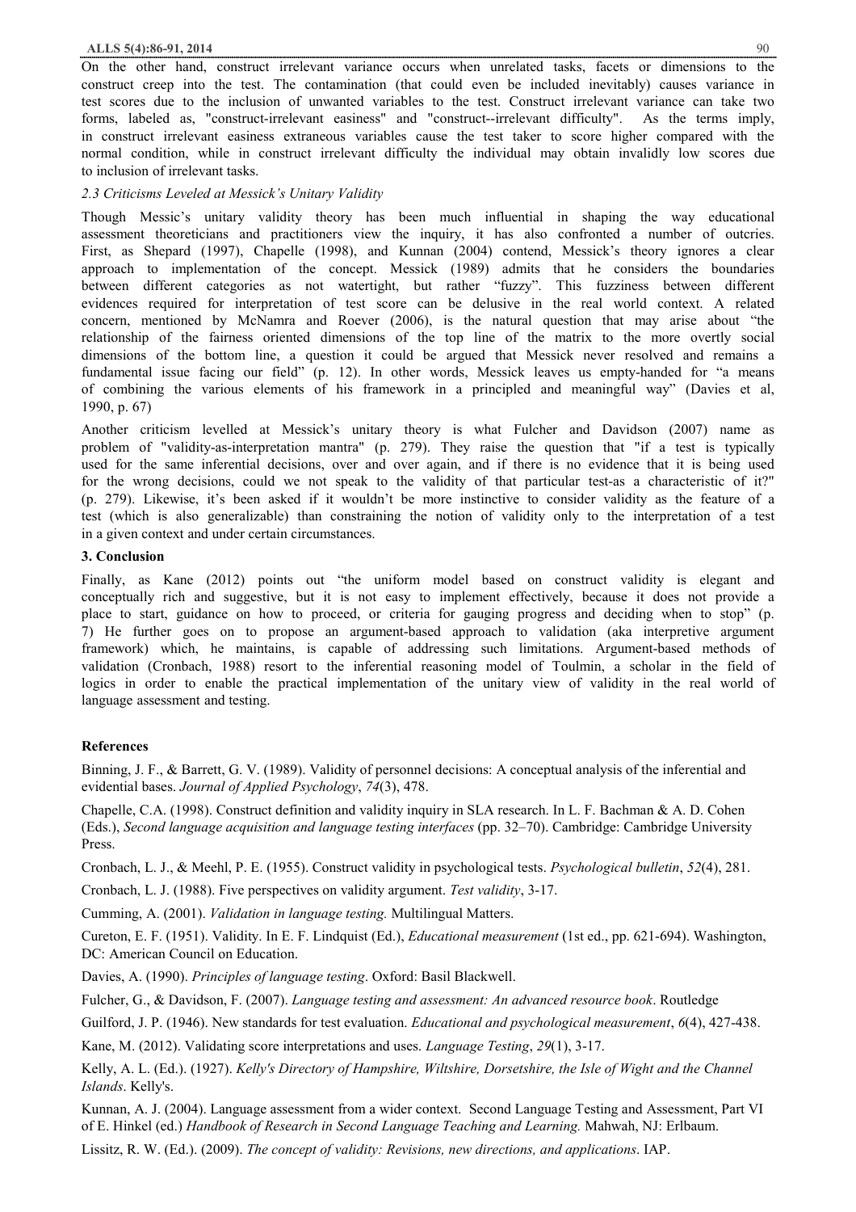On the other hand, construct irrelevant variance occurs when unrelated tasks, facets or dimensions to the construct creep into the test. The contamination (that could even be included inevitably) causes variance in test scores due to the inclusion of unwanted variables to the test. Construct irrelevant variance can take two forms, labeled as, "construct-irrelevant easiness" and "construct--irrelevant difficulty". As the terms imply, in construct irrelevant easiness extraneous variables cause the test taker to score higher compared with the normal condition, while in construct irrelevant difficulty the individual may obtain invalidly low scores due to inclusion of irrelevant tasks.

### *2.3 Criticisms Leveled at Messick's Unitary Validity*

Though Messic's unitary validity theory has been much influential in shaping the way educational assessment theoreticians and practitioners view the inquiry, it has also confronted a number of outcries. First, as Shepard (1997), Chapelle (1998), and Kunnan (2004) contend, Messick's theory ignores a clear approach to implementation of the concept. Messick (1989) admits that he considers the boundaries between different categories as not watertight, but rather "fuzzy". This fuzziness between different evidences required for interpretation of test score can be delusive in the real world context. A related concern, mentioned by McNamra and Roever (2006), is the natural question that may arise about "the relationship of the fairness oriented dimensions of the top line of the matrix to the more overtly social dimensions of the bottom line, a question it could be argued that Messick never resolved and remains a fundamental issue facing our field" (p. 12). In other words, Messick leaves us empty-handed for "a means of combining the various elements of his framework in a principled and meaningful way" (Davies et al, 1990, p. 67)

Another criticism levelled at Messick's unitary theory is what Fulcher and Davidson (2007) name as problem of "validity-as-interpretation mantra" (p. 279). They raise the question that "if a test is typically used for the same inferential decisions, over and over again, and if there is no evidence that it is being used for the wrong decisions, could we not speak to the validity of that particular test-as a characteristic of it?" (p. 279). Likewise, it's been asked if it wouldn't be more instinctive to consider validity as the feature of a test (which is also generalizable) than constraining the notion of validity only to the interpretation of a test in a given context and under certain circumstances.

## 3. Conclusion

Finally, as Kane (2012) points out "the uniform model based on construct validity is elegant and conceptually rich and suggestive, but it is not easy to implement effectively, because it does not provide a place to start, guidance on how to proceed, or criteria for gauging progress and deciding when to stop" (p. 7) He further goes on to propose an argument-based approach to validation (aka interpretive argument framework) which, he maintains, is capable of addressing such limitations. Argument-based methods of validation (Cronbach, 1988) resort to the inferential reasoning model of Toulmin, a scholar in the field of logics in order to enable the practical implementation of the unitary view of validity in the real world of language assessment and testing.

## References

Binning, J. F., & Barrett, G. V. (1989). Validity of personnel decisions: A conceptual analysis of the inferential and evidential bases. *Journal of Applied Psychology*, *74*(3), 478.

Chapelle, C.A. (1998). Construct definition and validity inquiry in SLA research. In L. F. Bachman & A. D. Cohen (Eds.), *Second language acquisition and language testing interfaces* (pp. 32–70). Cambridge: Cambridge University Press.

Cronbach, L. J., & Meehl, P. E. (1955). Construct validity in psychological tests. *Psychological bulletin*, *52*(4), 281.

Cronbach, L. J. (1988). Five perspectives on validity argument. *Test validity*, 3-17.

Cumming, A. (2001). *Validation in language testing.* Multilingual Matters.

Cureton, E. F. (1951). Validity. In E. F. Lindquist (Ed.), *Educational measurement* (1st ed., pp. 621-694). Washington, DC: American Council on Education.

Davies, A. (1990). *Principles of language testing*. Oxford: Basil Blackwell.

Fulcher, G., & Davidson, F. (2007). *Language testing and assessment: An advanced resource book*. Routledge

Guilford, J. P. (1946). New standards for test evaluation. *Educational and psychological measurement*, *6*(4), 427-438.

Kane, M. (2012). Validating score interpretations and uses. *Language Testing*, *29*(1), 3-17.

Kelly, A. L. (Ed.). (1927). *Kelly's Directory of Hampshire, Wiltshire, Dorsetshire, the Isle of Wight and the Channel Islands*. Kelly's.

Kunnan, A. J. (2004). Language assessment from a wider context. Second Language Testing and Assessment, Part VI of E. Hinkel (ed.) *Handbook of Research in Second Language Teaching and Learning.* Mahwah, NJ: Erlbaum.

Lissitz, R. W. (Ed.). (2009). *The concept of validity: Revisions, new directions, and applications*. IAP.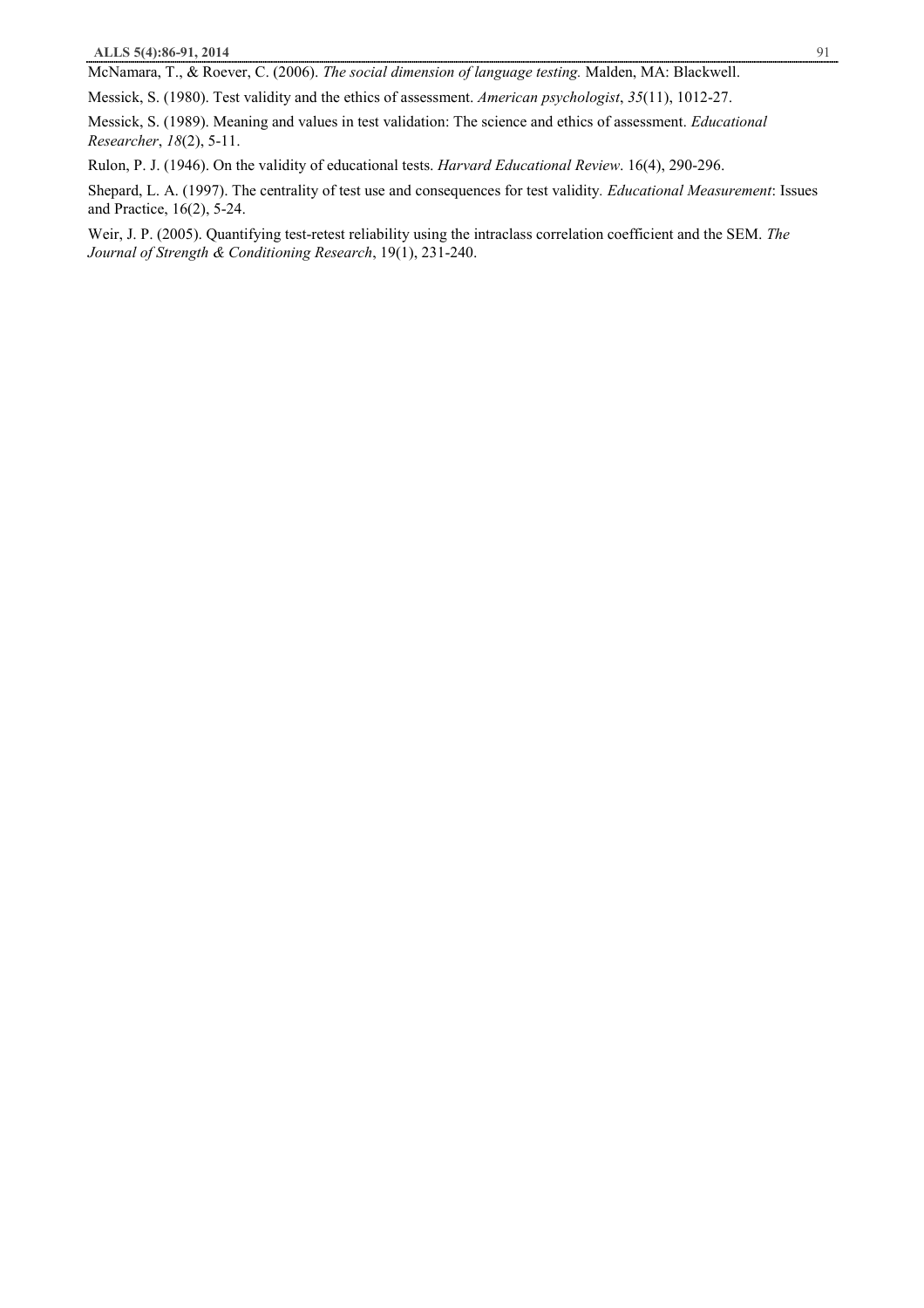McNamara, T., & Roever, C. (2006). *The social dimension of language testing.* Malden, MA: Blackwell.

Messick, S. (1980). Test validity and the ethics of assessment. *American psychologist*, *35*(11), 1012-27.

Messick, S. (1989). Meaning and values in test validation: The science and ethics of assessment. *Educational Researcher*, *18*(2), 5-11.

Rulon, P. J. (1946). On the validity of educational tests. *Harvard Educational Review*. 16(4), 290-296.

Shepard, L. A. (1997). The centrality of test use and consequences for test validity*. Educational Measurement*: Issues and Practice, 16(2), 5-24.

Weir, J. P. (2005). Quantifying test-retest reliability using the intraclass correlation coefficient and the SEM. *The Journal of Strength & Conditioning Research*, 19(1), 231-240.